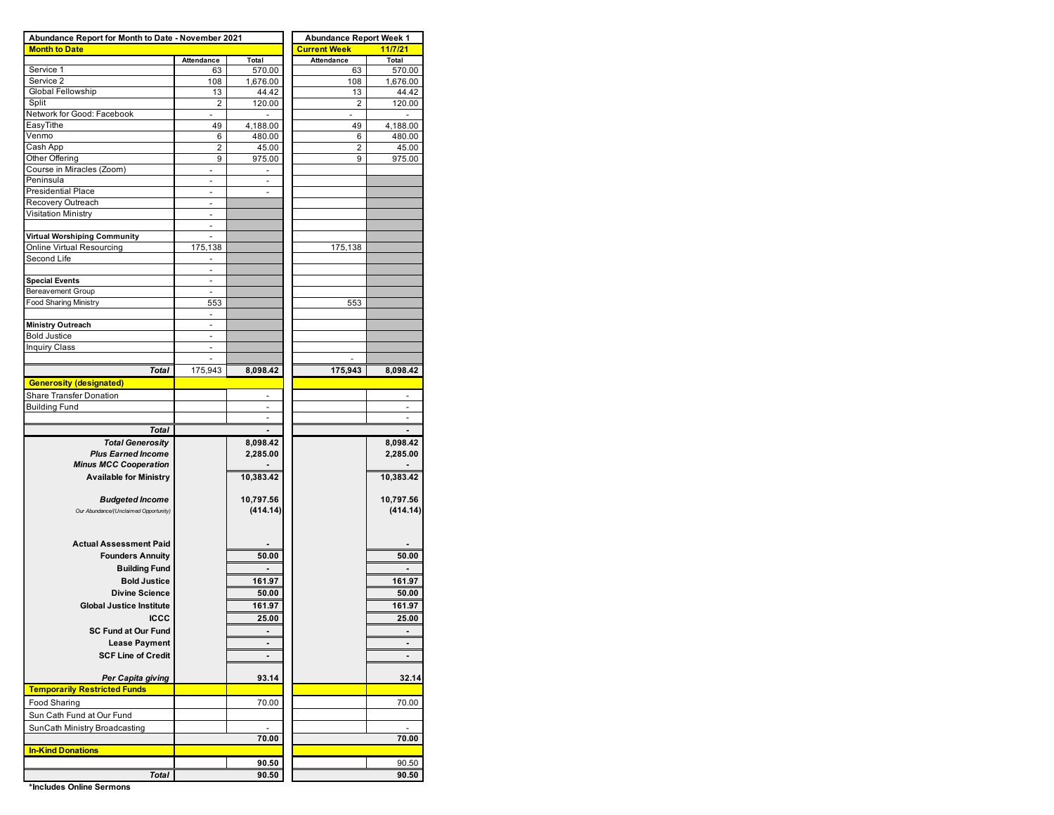| Abundance Report for Month to Date - November 2021 | | | Abundance Report Week 1 | |
|---|---|---|---|---|
| **Month to Date** | | | **Current Week** | **11/7/21** |
| | Attendance | Total | Attendance | Total |
| Service 1 | 63 | 570.00 | 63 | 570.00 |
| Service 2 | 108 | 1,676.00 | 108 | 1,676.00 |
| Global Fellowship | 13 | 44.42 | 13 | 44.42 |
| Split | 2 | 120.00 | 2 | 120.00 |
| Network for Good: Facebook | - | - | - | - |
| EasyTithe | 49 | 4,188.00 | 49 | 4,188.00 |
| Venmo | 6 | 480.00 | 6 | 480.00 |
| Cash App | 2 | 45.00 | 2 | 45.00 |
| Other Offering | 9 | 975.00 | 9 | 975.00 |
| Course in Miracles (Zoom) | - | - | | |
| Peninsula | - | - | | |
| Presidential Place | - | - | | |
| Recovery Outreach | - | | | |
| Visitation Ministry | - | | | |
| | - | | | |
| **Virtual Worshiping Community** | - | | | |
| Online Virtual Resourcing | 175,138 | | 175,138 | |
| Second Life | - | | | |
| | - | | | |
| **Special Events** | - | | | |
| Bereavement Group | - | | | |
| Food Sharing Ministry | 553 | | 553 | |
| | - | | | |
| **Ministry Outreach** | - | | | |
| Bold Justice | - | | | |
| Inquiry Class | - | | | |
| | - | | - | |
| ***Total*** | 175,943 | **8,098.42** | **175,943** | **8,098.42** |
| **Generosity (designated)** | | | | |
| Share Transfer Donation | | - | | - |
| Building Fund | | - | | - |
| | | - | | - |
| ***Total*** | | **-** | | **-** |
| ***Total Generosity*** | | **8,098.42** | | **8,098.42** |
| ***Plus Earned Income*** | | **2,285.00** | | **2,285.00** |
| ***Minus MCC Cooperation*** | | **-** | | **-** |
| **Available for Ministry** | | **10,383.42** | | **10,383.42** |
| ***Budgeted Income*** | | **10,797.56** | | **10,797.56** |
| *Our Abundance/(Unclaimed Opportunity)* | | **(414.14)** | | **(414.14)** |
| **Actual Assessment Paid** | | **-** | | **-** |
| **Founders Annuity** | | **50.00** | | **50.00** |
| **Building Fund** | | **-** | | **-** |
| **Bold Justice** | | **161.97** | | **161.97** |
| **Divine Science** | | **50.00** | | **50.00** |
| **Global Justice Institute** | | **161.97** | | **161.97** |
| **ICCC** | | **25.00** | | **25.00** |
| **SC Fund at Our Fund** | | **-** | | **-** |
| **Lease Payment** | | **-** | | **-** |
| **SCF Line of Credit** | | **-** | | **-** |
| ***Per Capita giving*** | | **93.14** | | **32.14** |
| **Temporarily Restricted Funds** | | | | |
| Food Sharing | | 70.00 | | 70.00 |
| Sun Cath Fund at Our Fund | | | | |
| SunCath Ministry Broadcasting | | - | | - |
| | | **70.00** | | **70.00** |
| **In-Kind Donations** | | | | |
| | | **90.50** | | 90.50 |
| ***Total*** | | **90.50** | | **90.50** |

**\*Includes Online Sermons**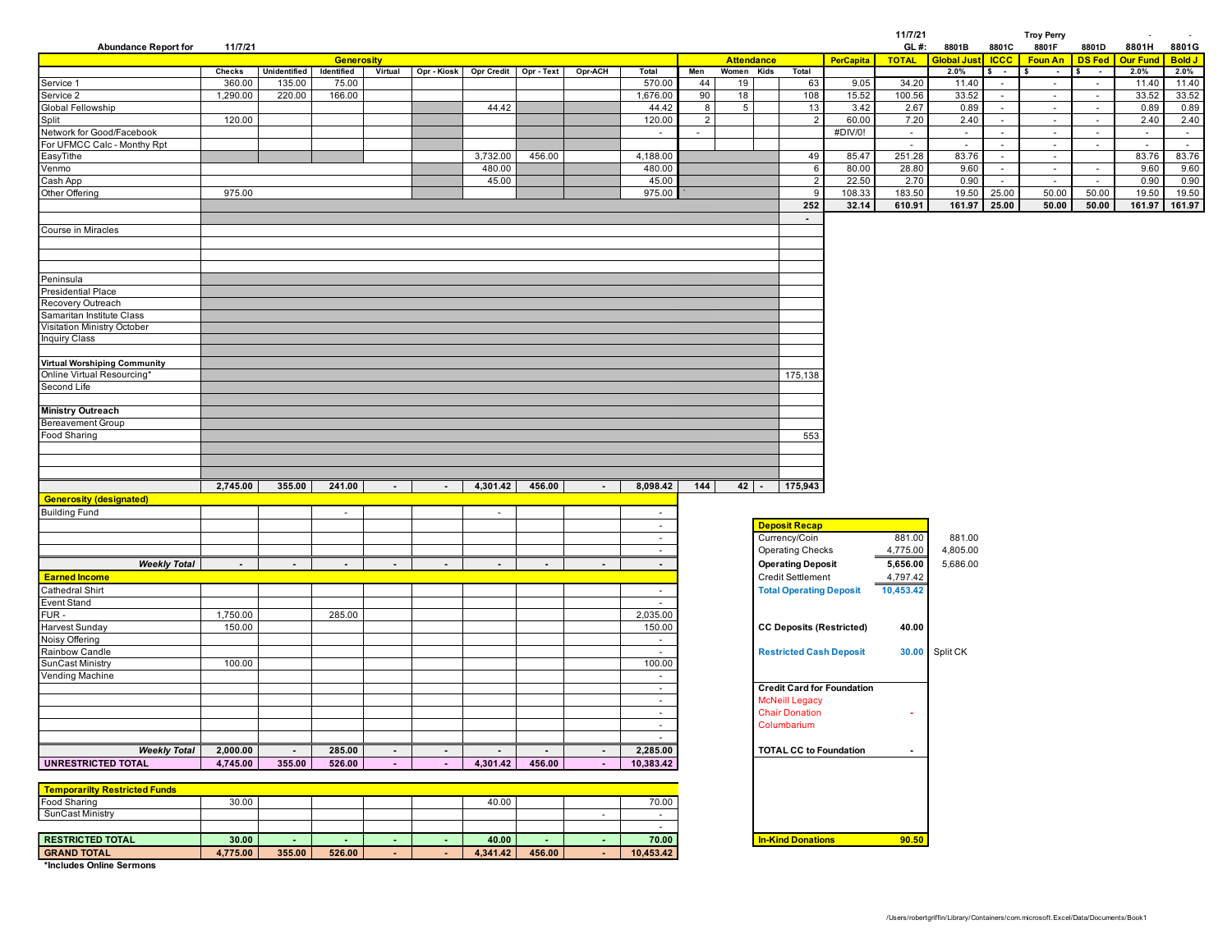**Abundance Report for** 11/7/21

| | Checks | Unidentified | Identified | Virtual | Opr - Kiosk | Opr Credit | Opr - Text | Opr-ACH | Total | Men | Women | Kids | Total | PerCapita | TOTAL | Global Just | ICCC | Foun An | DS Fed | Our Fund | Bold J |
|---|---|---|---|---|---|---|---|---|---|---|---|---|---|---|---|---|---|---|---|---|---|
| | **Generosity** | | | | | | | | | **Attendance** | | | | | 11/7/21 GL #: | 8801B | 8801C | Troy Perry 8801F | 8801D | - 8801H | - 8801G |
| | | | | | | | | | | | | | | | | 2.0% | $ - | $ - | $ - | 2.0% | 2.0% |
| Service 1 | 360.00 | 135.00 | 75.00 | | | | | | 570.00 | 44 | 19 | | 63 | 9.05 | 34.20 | 11.40 | - | - | - | 11.40 | 11.40 |
| Service 2 | 1,290.00 | 220.00 | 166.00 | | | | | | 1,676.00 | 90 | 18 | | 108 | 15.52 | 100.56 | 33.52 | - | - | - | 33.52 | 33.52 |
| Global Fellowship | | | | | | 44.42 | | | 44.42 | 8 | 5 | | 13 | 3.42 | 2.67 | 0.89 | - | - | - | 0.89 | 0.89 |
| Split | 120.00 | | | | | | | | 120.00 | 2 | | | 2 | 60.00 | 7.20 | 2.40 | - | - | - | 2.40 | 2.40 |
| Network for Good/Facebook | | | | | | | | | - | - | | | | #DIV/0! | - | - | - | - | - | - | - |
| For UFMCC Calc - Monthy Rpt | | | | | | | | | | | | | | | - | - | - | - | - | - | - |
| EasyTithe | | | | | | 3,732.00 | 456.00 | | 4,188.00 | | | | 49 | 85.47 | 251.28 | 83.76 | - | - | | 83.76 | 83.76 |
| Venmo | | | | | | 480.00 | | | 480.00 | | | | 6 | 80.00 | 28.80 | 9.60 | - | - | - | 9.60 | 9.60 |
| Cash App | | | | | | 45.00 | | | 45.00 | | | | 2 | 22.50 | 2.70 | 0.90 | - | - | - | 0.90 | 0.90 |
| Other Offering | 975.00 | | | | | | | | 975.00 | | | | 9 | 108.33 | 183.50 | 19.50 | 25.00 | 50.00 | 50.00 | 19.50 | 19.50 |
| | | | | | | | | | | | | | **252** | **32.14** | **610.91** | **161.97** | **25.00** | **50.00** | **50.00** | **161.97** | **161.97** |
| | | | | | | | | | | | | | - | | | | | | | | |
| Course in Miracles | | | | | | | | | | | | | | | | | | | | | |
| Peninsula | | | | | | | | | | | | | | | | | | | | | |
| Presidential Place | | | | | | | | | | | | | | | | | | | | | |
| Recovery Outreach | | | | | | | | | | | | | | | | | | | | | |
| Samaritan Institute Class | | | | | | | | | | | | | | | | | | | | | |
| Visitation Ministry October | | | | | | | | | | | | | | | | | | | | | |
| Inquiry Class | | | | | | | | | | | | | | | | | | | | | |
| **Virtual Worshiping Community** | | | | | | | | | | | | | | | | | | | | | |
| Online Virtual Resourcing* | | | | | | | | | | | | | 175,138 | | | | | | | | |
| Second Life | | | | | | | | | | | | | | | | | | | | | |
| **Ministry Outreach** | | | | | | | | | | | | | | | | | | | | | |
| Bereavement Group | | | | | | | | | | | | | | | | | | | | | |
| Food Sharing | | | | | | | | | | | | | 553 | | | | | | | | |
| | **2,745.00** | **355.00** | **241.00** | **-** | **-** | **4,301.42** | **456.00** | **-** | **8,098.42** | **144** | **42** | **-** | **175,943** | | | | | | | | |

| | Checks | Unidentified | Identified | Virtual | Opr - Kiosk | Opr Credit | Opr - Text | Opr-ACH | Total |
|---|---|---|---|---|---|---|---|---|---|
| **Generosity (designated)** | | | | | | | | | |
| Building Fund | | | - | | | - | | | - |
| | | | | | | | | | - |
| | | | | | | | | | - |
| | | | | | | | | | - |
| ***Weekly Total*** | **-** | **-** | **-** | **-** | **-** | **-** | **-** | **-** | **-** |
| **Earned Income** | | | | | | | | | |
| Cathedral Shirt | | | | | | | | | - |
| Event Stand | | | | | | | | | - |
| FUR - | 1,750.00 | | 285.00 | | | | | | 2,035.00 |
| Harvest Sunday | 150.00 | | | | | | | | 150.00 |
| Noisy Offering | | | | | | | | | - |
| Rainbow Candle | | | | | | | | | - |
| SunCast Ministry | 100.00 | | | | | | | | 100.00 |
| Vending Machine | | | | | | | | | - |
| | | | | | | | | | - |
| | | | | | | | | | - |
| | | | | | | | | | - |
| | | | | | | | | | - |
| | | | | | | | | | - |
| ***Weekly Total*** | **2,000.00** | **-** | **285.00** | **-** | **-** | **-** | **-** | **-** | **2,285.00** |
| **UNRESTRICTED TOTAL** | **4,745.00** | **355.00** | **526.00** | **-** | **-** | **4,301.42** | **456.00** | **-** | **10,383.42** |
| **Temporarilty Restricted Funds** | | | | | | | | | |
| Food Sharing | 30.00 | | | | | 40.00 | | | 70.00 |
| SunCast Ministry | | | | | | | | - | - |
| | | | | | | | | | - |
| **RESTRICTED TOTAL** | **30.00** | **-** | **-** | **-** | **-** | **40.00** | **-** | **-** | **70.00** |
| **GRAND TOTAL** | **4,775.00** | **355.00** | **526.00** | **-** | **-** | **4,341.42** | **456.00** | **-** | **10,453.42** |

**\*Includes Online Sermons**

| **Deposit Recap** | | |
|---|---|---|
| Currency/Coin | 881.00 | 881.00 |
| Operating Checks | 4,775.00 | 4,805.00 |
| **Operating Deposit** | **5,656.00** | 5,686.00 |
| Credit Settlement | 4,797.42 | |
| **Total Operating Deposit** | **10,453.42** | |
| **CC Deposits (Restricted)** | **40.00** | |
| **Restricted Cash Deposit** | **30.00** | Split CK |
| **Credit Card for Foundation** | | |
| McNeill Legacy | | |
| Chair Donation | - | |
| Columbarium | | |
| **TOTAL CC to Foundation** | **-** | |
| **In-Kind Donations** | **90.50** | |